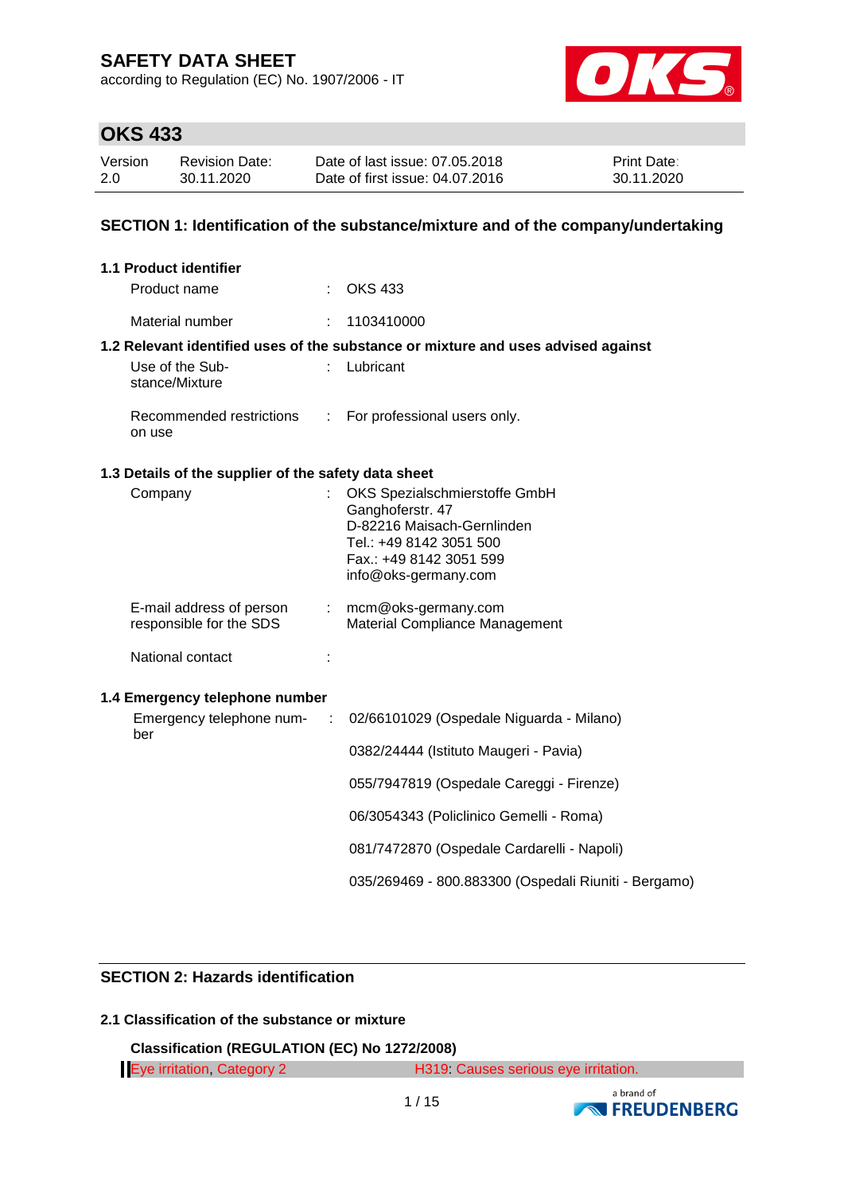# SAFETY DATA SHEET

according to Regulation (EC) No. 1907/2006 - IT

## OKS 433

| Version | Revision Date: | Date of last issue: 07.05.2018 | Print Date: |
|---|---|---|---|
| 2.0 | 30.11.2020 | Date of first issue: 04.07.2016 | 30.11.2020 |

## SECTION 1: Identification of the substance/mixture and of the company/undertaking

### 1.1 Product identifier

| | | |
|---|---|---|
| Product name | : | OKS 433 |
| Material number | : | 1103410000 |

### 1.2 Relevant identified uses of the substance or mixture and uses advised against

| | | |
|---|---|---|
| Use of the Substance/Mixture | : | Lubricant |
| Recommended restrictions on use | : | For professional users only. |

### 1.3 Details of the supplier of the safety data sheet

| | | |
|---|---|---|
| Company | : | OKS Spezialschmierstoffe GmbH<br>Ganghoferstr. 47<br>D-82216 Maisach-Gernlinden<br>Tel.: +49 8142 3051 500<br>Fax.: +49 8142 3051 599<br>info@oks-germany.com |
| E-mail address of person responsible for the SDS | : | mcm@oks-germany.com<br>Material Compliance Management |
| National contact | : | |

### 1.4 Emergency telephone number

| | | |
|---|---|---|
| Emergency telephone number | : | 02/66101029 (Ospedale Niguarda - Milano)<br>0382/24444 (Istituto Maugeri - Pavia)<br>055/7947819 (Ospedale Careggi - Firenze)<br>06/3054343 (Policlinico Gemelli - Roma)<br>081/7472870 (Ospedale Cardarelli - Napoli)<br>035/269469 - 800.883300 (Ospedali Riuniti - Bergamo) |

## SECTION 2: Hazards identification

### 2.1 Classification of the substance or mixture

**Classification (REGULATION (EC) No 1272/2008)**

| | |
|---|---|
| Eye irritation, Category 2 | H319: Causes serious eye irritation. |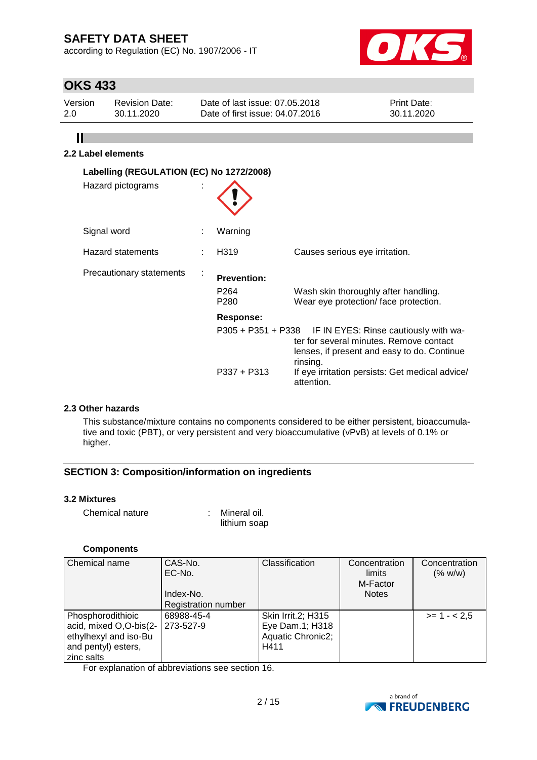### 2.2 Label elements

**Labelling (REGULATION (EC) No 1272/2008)**

Hazard pictograms :

Signal word : Warning

Hazard statements : H319 Causes serious eye irritation.

Precautionary statements :

**Prevention:**

| | |
|---|---|
| P264 | Wash skin thoroughly after handling. |
| P280 | Wear eye protection/ face protection. |

**Response:**

| | |
|---|---|
| P305 + P351 + P338 | IF IN EYES: Rinse cautiously with water for several minutes. Remove contact lenses, if present and easy to do. Continue rinsing. |
| P337 + P313 | If eye irritation persists: Get medical advice/ attention. |

### 2.3 Other hazards

This substance/mixture contains no components considered to be either persistent, bioaccumulative and toxic (PBT), or very persistent and very bioaccumulative (vPvB) at levels of 0.1% or higher.

## SECTION 3: Composition/information on ingredients

### 3.2 Mixtures

Chemical nature : Mineral oil.
lithium soap

**Components**

| Chemical name | CAS-No.<br>EC-No.<br>Index-No.<br>Registration number | Classification | Concentration limits<br>M-Factor<br>Notes | Concentration (% w/w) |
|---|---|---|---|---|
| Phosphorodithioic acid, mixed O,O-bis(2-ethylhexyl and iso-Bu and pentyl) esters, zinc salts | 68988-45-4<br>273-527-9 | Skin Irrit.2; H315<br>Eye Dam.1; H318<br>Aquatic Chronic2; H411 | | >= 1 - < 2,5 |

For explanation of abbreviations see section 16.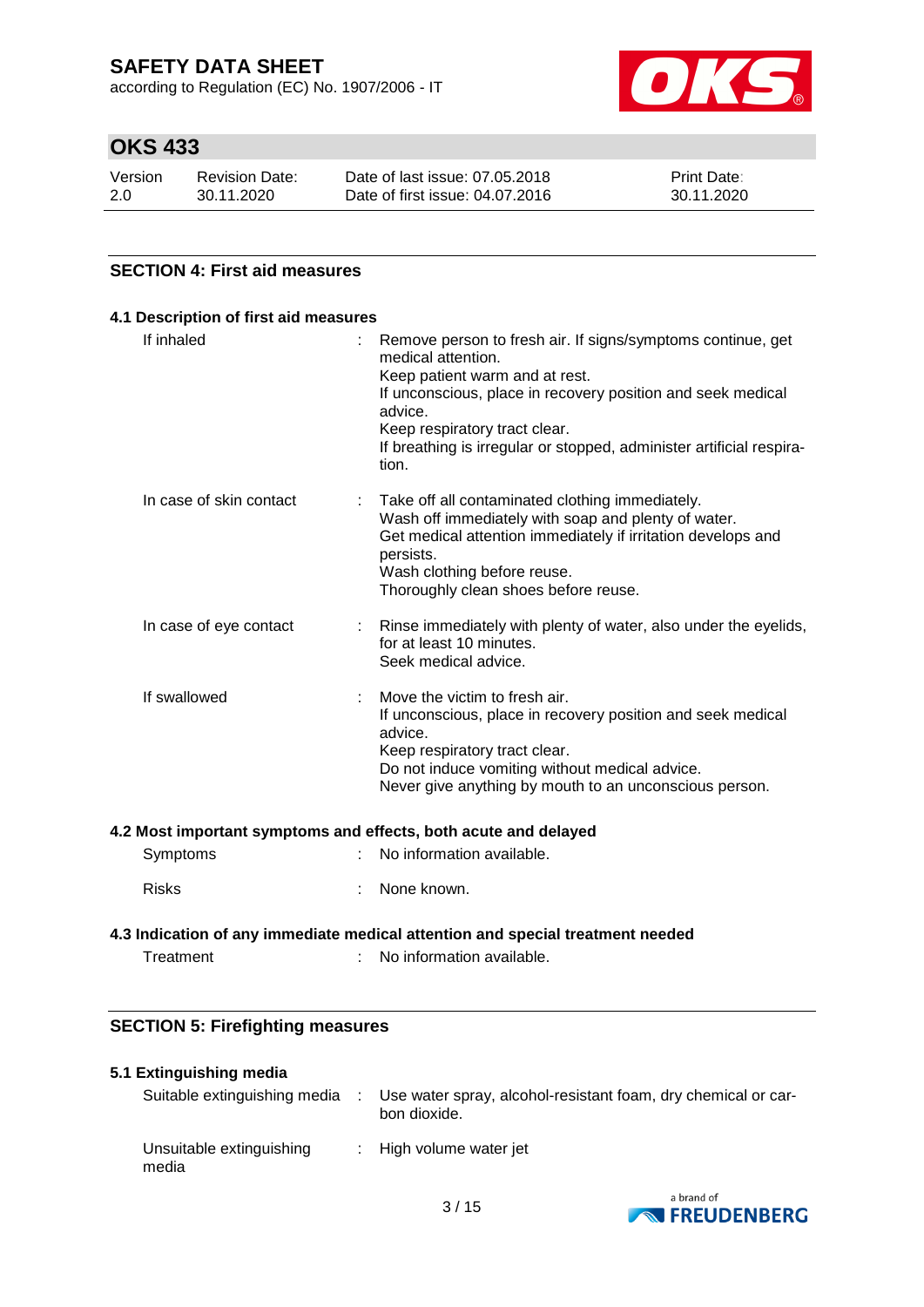## SECTION 4: First aid measures

### 4.1 Description of first aid measures

| | |
|---|---|
| If inhaled | Remove person to fresh air. If signs/symptoms continue, get medical attention.<br>Keep patient warm and at rest.<br>If unconscious, place in recovery position and seek medical advice.<br>Keep respiratory tract clear.<br>If breathing is irregular or stopped, administer artificial respiration. |
| In case of skin contact | Take off all contaminated clothing immediately.<br>Wash off immediately with soap and plenty of water.<br>Get medical attention immediately if irritation develops and persists.<br>Wash clothing before reuse.<br>Thoroughly clean shoes before reuse. |
| In case of eye contact | Rinse immediately with plenty of water, also under the eyelids, for at least 10 minutes.<br>Seek medical advice. |
| If swallowed | Move the victim to fresh air.<br>If unconscious, place in recovery position and seek medical advice.<br>Keep respiratory tract clear.<br>Do not induce vomiting without medical advice.<br>Never give anything by mouth to an unconscious person. |

### 4.2 Most important symptoms and effects, both acute and delayed

| | |
|---|---|
| Symptoms | No information available. |
| Risks | None known. |

### 4.3 Indication of any immediate medical attention and special treatment needed

| | |
|---|---|
| Treatment | No information available. |

## SECTION 5: Firefighting measures

### 5.1 Extinguishing media

| | |
|---|---|
| Suitable extinguishing media | Use water spray, alcohol-resistant foam, dry chemical or carbon dioxide. |
| Unsuitable extinguishing media | High volume water jet |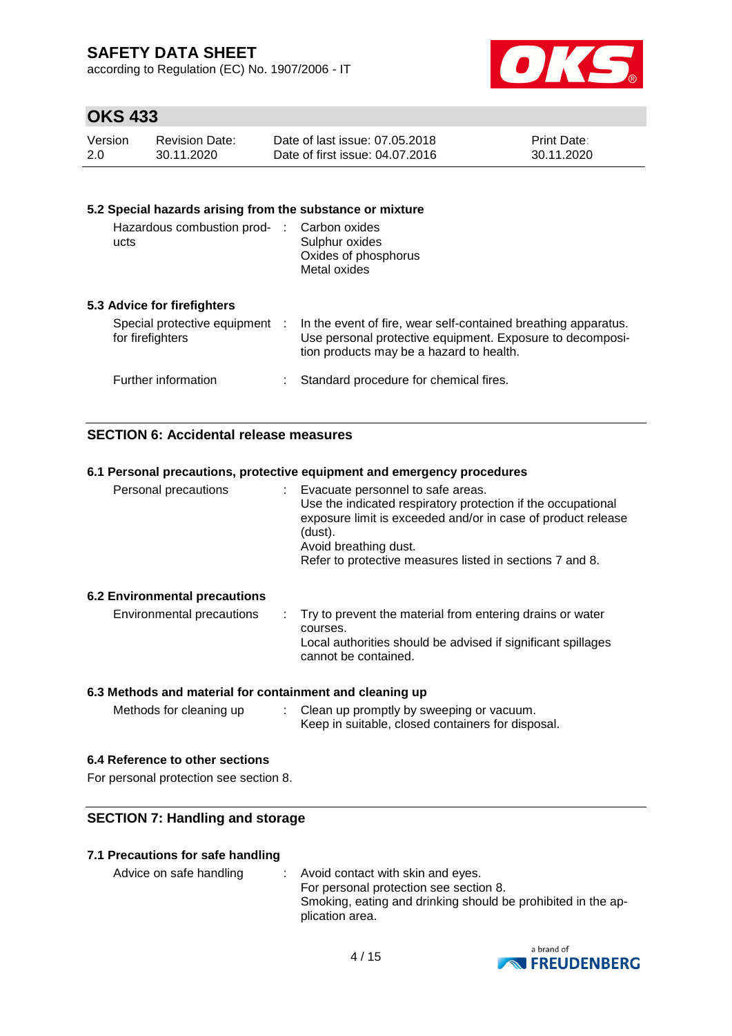### 5.2 Special hazards arising from the substance or mixture

| | | |
|---|---|---|
| Hazardous combustion products | : | Carbon oxides<br>Sulphur oxides<br>Oxides of phosphorus<br>Metal oxides |

### 5.3 Advice for firefighters

| | | |
|---|---|---|
| Special protective equipment for firefighters | : | In the event of fire, wear self-contained breathing apparatus. Use personal protective equipment. Exposure to decomposition products may be a hazard to health. |
| Further information | : | Standard procedure for chemical fires. |

## SECTION 6: Accidental release measures

### 6.1 Personal precautions, protective equipment and emergency procedures

| | | |
|---|---|---|
| Personal precautions | : | Evacuate personnel to safe areas.<br>Use the indicated respiratory protection if the occupational exposure limit is exceeded and/or in case of product release (dust).<br>Avoid breathing dust.<br>Refer to protective measures listed in sections 7 and 8. |

### 6.2 Environmental precautions

| | | |
|---|---|---|
| Environmental precautions | : | Try to prevent the material from entering drains or water courses.<br>Local authorities should be advised if significant spillages cannot be contained. |

### 6.3 Methods and material for containment and cleaning up

| | | |
|---|---|---|
| Methods for cleaning up | : | Clean up promptly by sweeping or vacuum.<br>Keep in suitable, closed containers for disposal. |

### 6.4 Reference to other sections

For personal protection see section 8.

## SECTION 7: Handling and storage

### 7.1 Precautions for safe handling

| | | |
|---|---|---|
| Advice on safe handling | : | Avoid contact with skin and eyes.<br>For personal protection see section 8.<br>Smoking, eating and drinking should be prohibited in the application area. |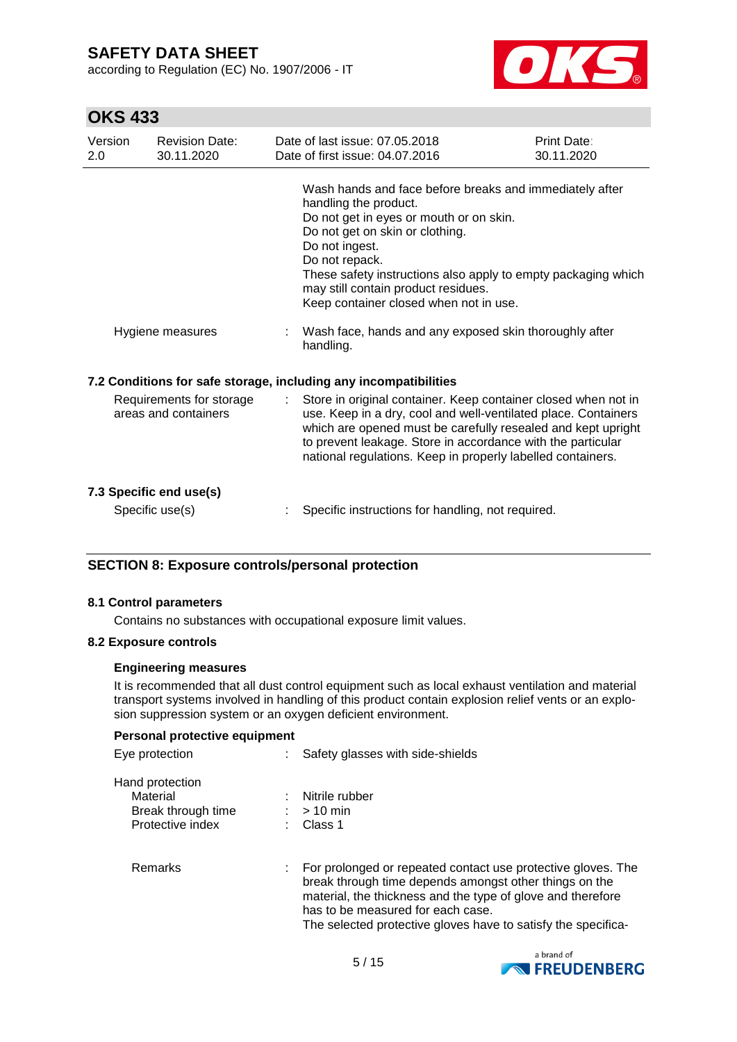Wash hands and face before breaks and immediately after handling the product.
Do not get in eyes or mouth or on skin.
Do not get on skin or clothing.
Do not ingest.
Do not repack.
These safety instructions also apply to empty packaging which may still contain product residues.
Keep container closed when not in use.

Hygiene measures : Wash face, hands and any exposed skin thoroughly after handling.

### 7.2 Conditions for safe storage, including any incompatibilities

Requirements for storage areas and containers : Store in original container. Keep container closed when not in use. Keep in a dry, cool and well-ventilated place. Containers which are opened must be carefully resealed and kept upright to prevent leakage. Store in accordance with the particular national regulations. Keep in properly labelled containers.

### 7.3 Specific end use(s)

Specific use(s) : Specific instructions for handling, not required.

## SECTION 8: Exposure controls/personal protection

### 8.1 Control parameters

Contains no substances with occupational exposure limit values.

### 8.2 Exposure controls

**Engineering measures**

It is recommended that all dust control equipment such as local exhaust ventilation and material transport systems involved in handling of this product contain explosion relief vents or an explosion suppression system or an oxygen deficient environment.

**Personal protective equipment**

Eye protection : Safety glasses with side-shields

Hand protection
- Material : Nitrile rubber
- Break through time : > 10 min
- Protective index : Class 1

Remarks : For prolonged or repeated contact use protective gloves. The break through time depends amongst other things on the material, the thickness and the type of glove and therefore has to be measured for each case.
The selected protective gloves have to satisfy the specifica-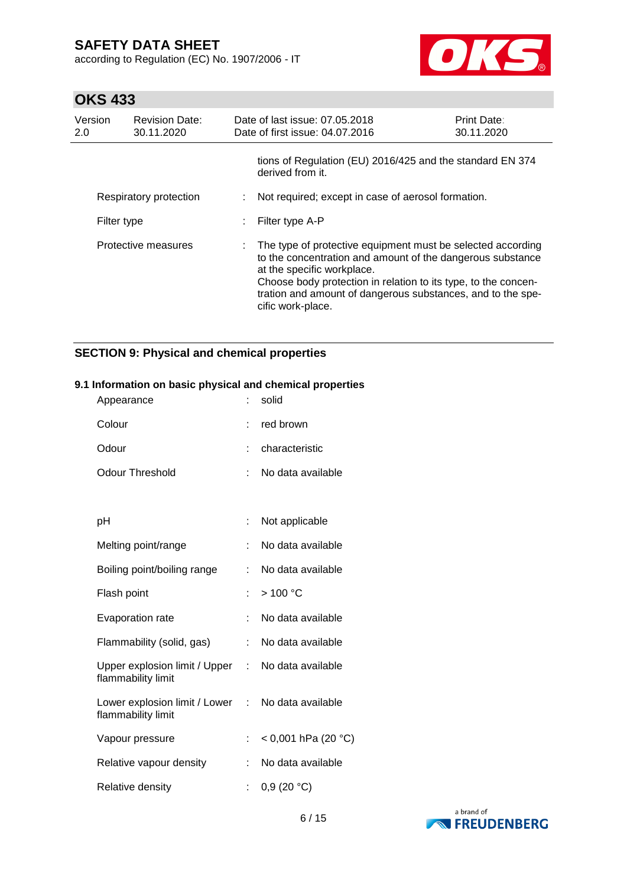tions of Regulation (EU) 2016/425 and the standard EN 374 derived from it.

| | | |
|---|---|---|
| Respiratory protection | : | Not required; except in case of aerosol formation. |
| Filter type | : | Filter type A-P |
| Protective measures | : | The type of protective equipment must be selected according to the concentration and amount of the dangerous substance at the specific workplace. Choose body protection in relation to its type, to the concentration and amount of dangerous substances, and to the specific work-place. |

## SECTION 9: Physical and chemical properties

### 9.1 Information on basic physical and chemical properties

| | | |
|---|---|---|
| Appearance | : | solid |
| Colour | : | red brown |
| Odour | : | characteristic |
| Odour Threshold | : | No data available |
| pH | : | Not applicable |
| Melting point/range | : | No data available |
| Boiling point/boiling range | : | No data available |
| Flash point | : | > 100 °C |
| Evaporation rate | : | No data available |
| Flammability (solid, gas) | : | No data available |
| Upper explosion limit / Upper flammability limit | : | No data available |
| Lower explosion limit / Lower flammability limit | : | No data available |
| Vapour pressure | : | < 0,001 hPa (20 °C) |
| Relative vapour density | : | No data available |
| Relative density | : | 0,9 (20 °C) |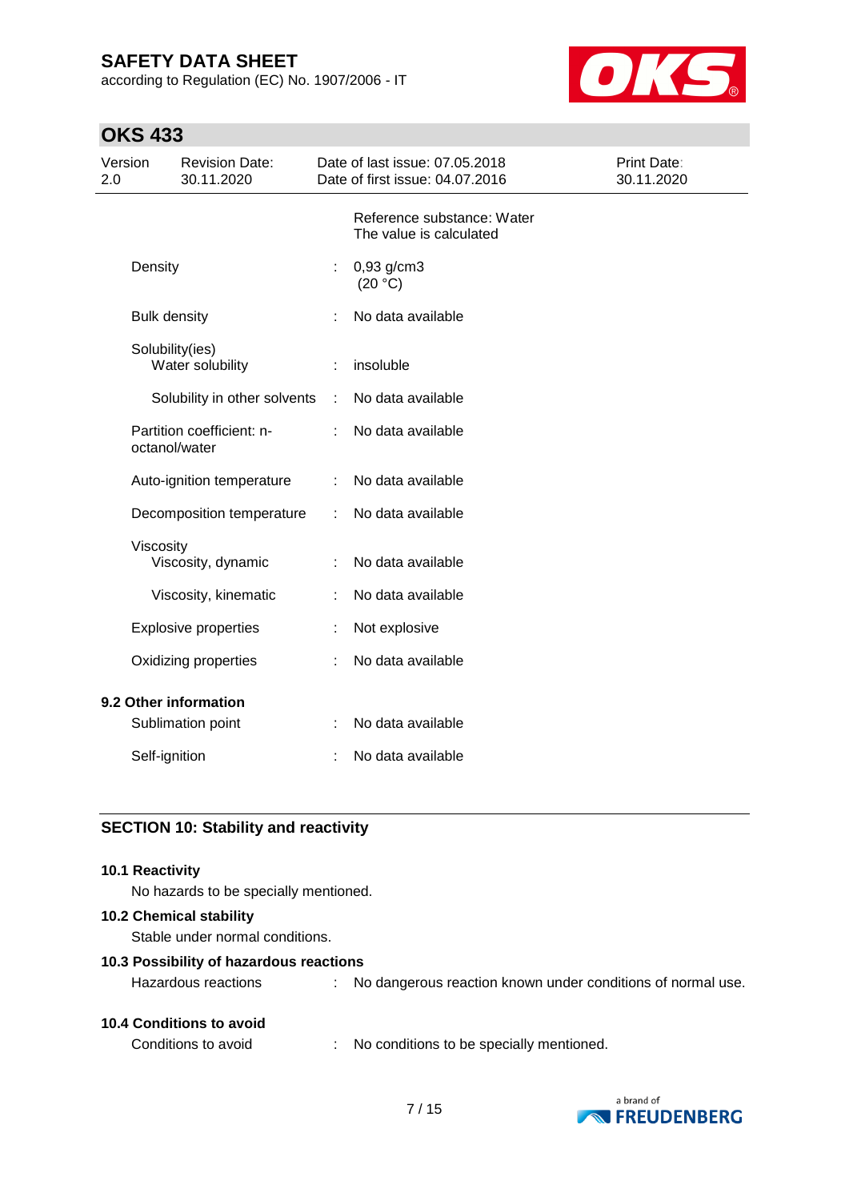| | | |
|---|---|---|
| | | Reference substance: Water<br>The value is calculated |
| Density | : | 0,93 g/cm3<br>(20 °C) |
| Bulk density | : | No data available |
| Solubility(ies)<br>Water solubility | : | insoluble |
| Solubility in other solvents | : | No data available |
| Partition coefficient: n-octanol/water | : | No data available |
| Auto-ignition temperature | : | No data available |
| Decomposition temperature | : | No data available |
| Viscosity<br>Viscosity, dynamic | : | No data available |
| Viscosity, kinematic | : | No data available |
| Explosive properties | : | Not explosive |
| Oxidizing properties | : | No data available |

**9.2 Other information**

| | | |
|---|---|---|
| Sublimation point | : | No data available |
| Self-ignition | : | No data available |

## SECTION 10: Stability and reactivity

**10.1 Reactivity**

No hazards to be specially mentioned.

**10.2 Chemical stability**

Stable under normal conditions.

**10.3 Possibility of hazardous reactions**

Hazardous reactions : No dangerous reaction known under conditions of normal use.

**10.4 Conditions to avoid**

Conditions to avoid : No conditions to be specially mentioned.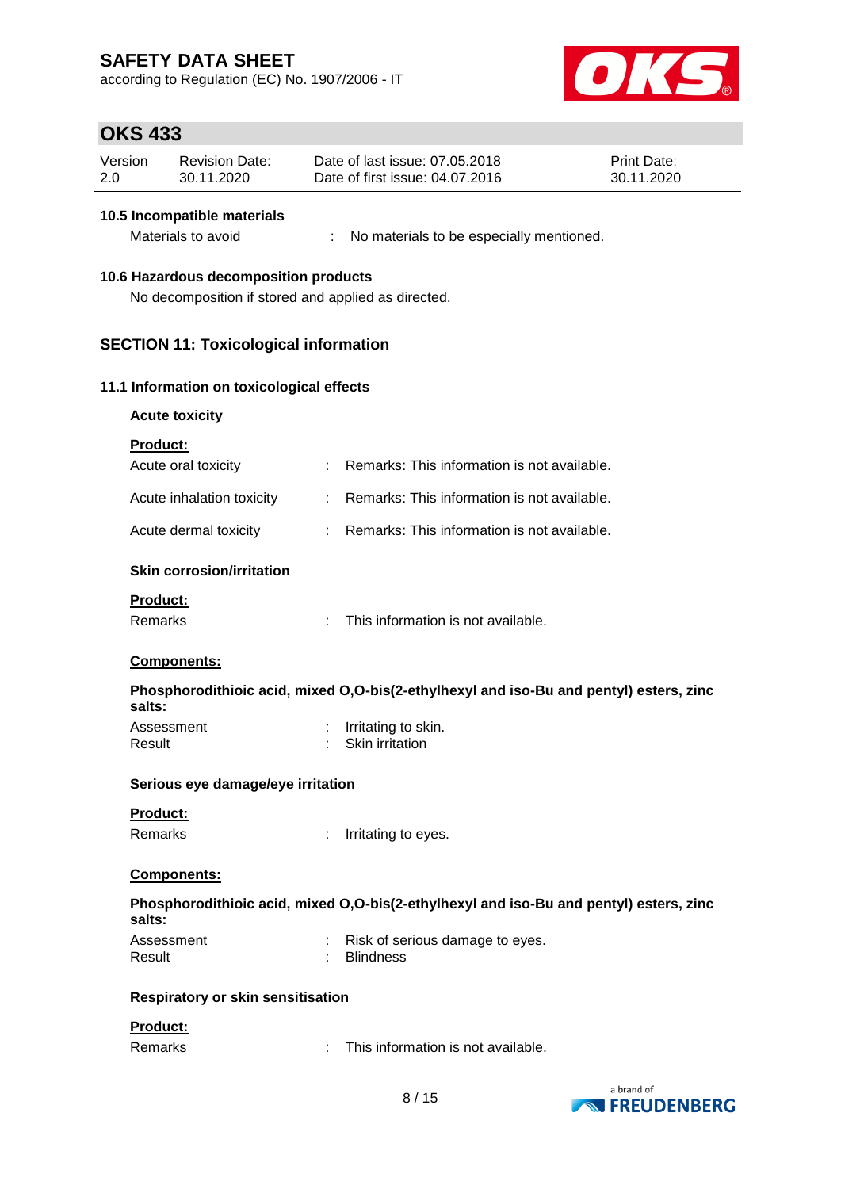#### 10.5 Incompatible materials

Materials to avoid : No materials to be especially mentioned.

#### 10.6 Hazardous decomposition products

No decomposition if stored and applied as directed.

## SECTION 11: Toxicological information

### 11.1 Information on toxicological effects

**Acute toxicity**

**Product:**

Acute oral toxicity : Remarks: This information is not available.

Acute inhalation toxicity : Remarks: This information is not available.

Acute dermal toxicity : Remarks: This information is not available.

**Skin corrosion/irritation**

**Product:**

Remarks : This information is not available.

**Components:**

**Phosphorodithioic acid, mixed O,O-bis(2-ethylhexyl and iso-Bu and pentyl) esters, zinc salts:**

Assessment : Irritating to skin.
Result : Skin irritation

**Serious eye damage/eye irritation**

**Product:**

Remarks : Irritating to eyes.

**Components:**

**Phosphorodithioic acid, mixed O,O-bis(2-ethylhexyl and iso-Bu and pentyl) esters, zinc salts:**

Assessment : Risk of serious damage to eyes.
Result : Blindness

**Respiratory or skin sensitisation**

**Product:**

Remarks : This information is not available.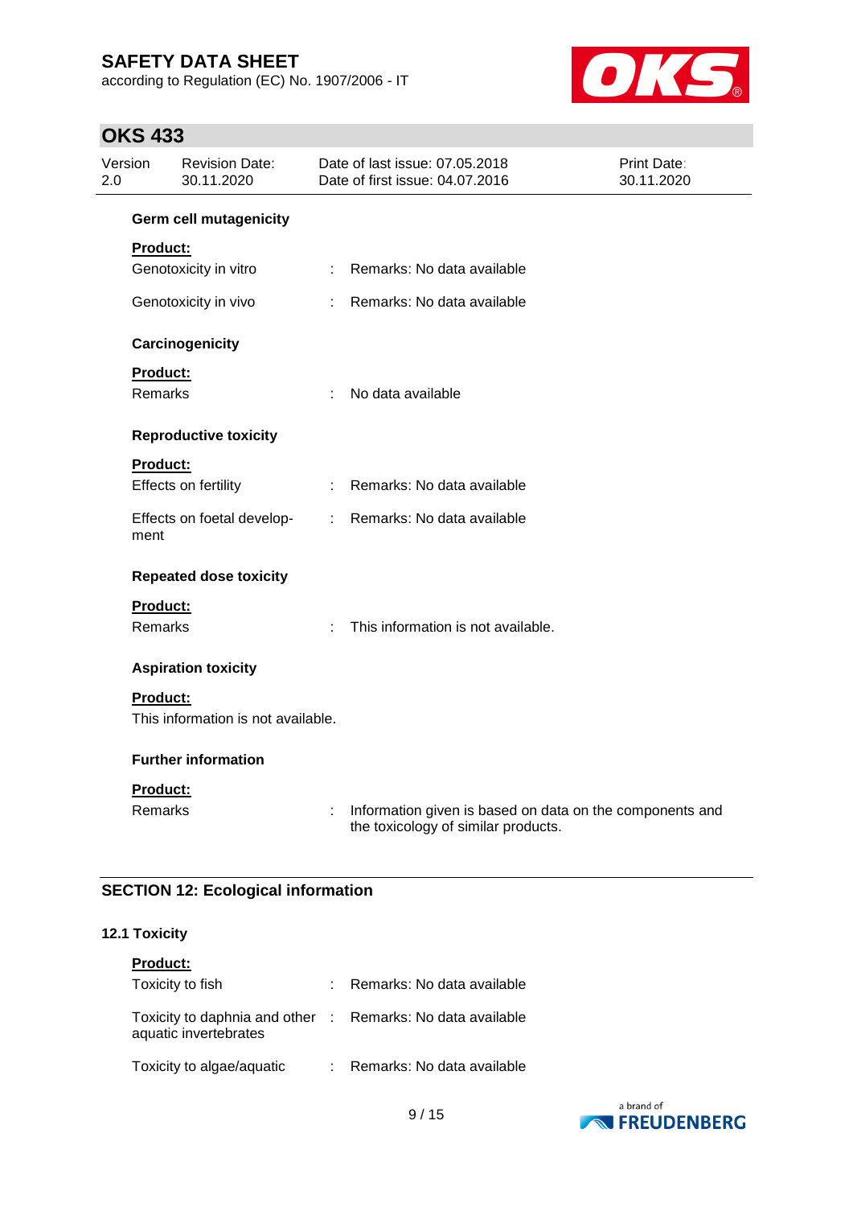### Germ cell mutagenicity

**Product:**

| | | |
|---|---|---|
| Genotoxicity in vitro | : | Remarks: No data available |
| Genotoxicity in vivo | : | Remarks: No data available |

### Carcinogenicity

**Product:**

| | | |
|---|---|---|
| Remarks | : | No data available |

### Reproductive toxicity

**Product:**

| | | |
|---|---|---|
| Effects on fertility | : | Remarks: No data available |
| Effects on foetal development | : | Remarks: No data available |

### Repeated dose toxicity

**Product:**

| | | |
|---|---|---|
| Remarks | : | This information is not available. |

### Aspiration toxicity

**Product:**

This information is not available.

### Further information

**Product:**

| | | |
|---|---|---|
| Remarks | : | Information given is based on data on the components and the toxicology of similar products. |

## SECTION 12: Ecological information

### 12.1 Toxicity

**Product:**

| | | |
|---|---|---|
| Toxicity to fish | : | Remarks: No data available |
| Toxicity to daphnia and other aquatic invertebrates | : | Remarks: No data available |
| Toxicity to algae/aquatic | : | Remarks: No data available |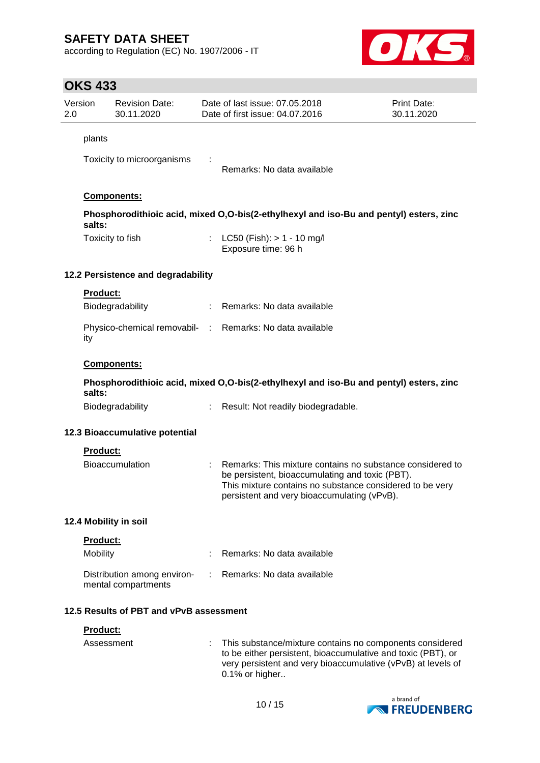plants

Toxicity to microorganisms : Remarks: No data available

**Components:**

**Phosphorodithioic acid, mixed O,O-bis(2-ethylhexyl and iso-Bu and pentyl) esters, zinc salts:**

Toxicity to fish : LC50 (Fish): > 1 - 10 mg/l
Exposure time: 96 h

### 12.2 Persistence and degradability

**Product:**

Biodegradability : Remarks: No data available

Physico-chemical removability : Remarks: No data available

**Components:**

**Phosphorodithioic acid, mixed O,O-bis(2-ethylhexyl and iso-Bu and pentyl) esters, zinc salts:**

Biodegradability : Result: Not readily biodegradable.

### 12.3 Bioaccumulative potential

**Product:**

Bioaccumulation : Remarks: This mixture contains no substance considered to be persistent, bioaccumulating and toxic (PBT).
This mixture contains no substance considered to be very persistent and very bioaccumulating (vPvB).

### 12.4 Mobility in soil

**Product:**

Mobility : Remarks: No data available

Distribution among environmental compartments : Remarks: No data available

### 12.5 Results of PBT and vPvB assessment

**Product:**

Assessment : This substance/mixture contains no components considered to be either persistent, bioaccumulative and toxic (PBT), or very persistent and very bioaccumulative (vPvB) at levels of 0.1% or higher..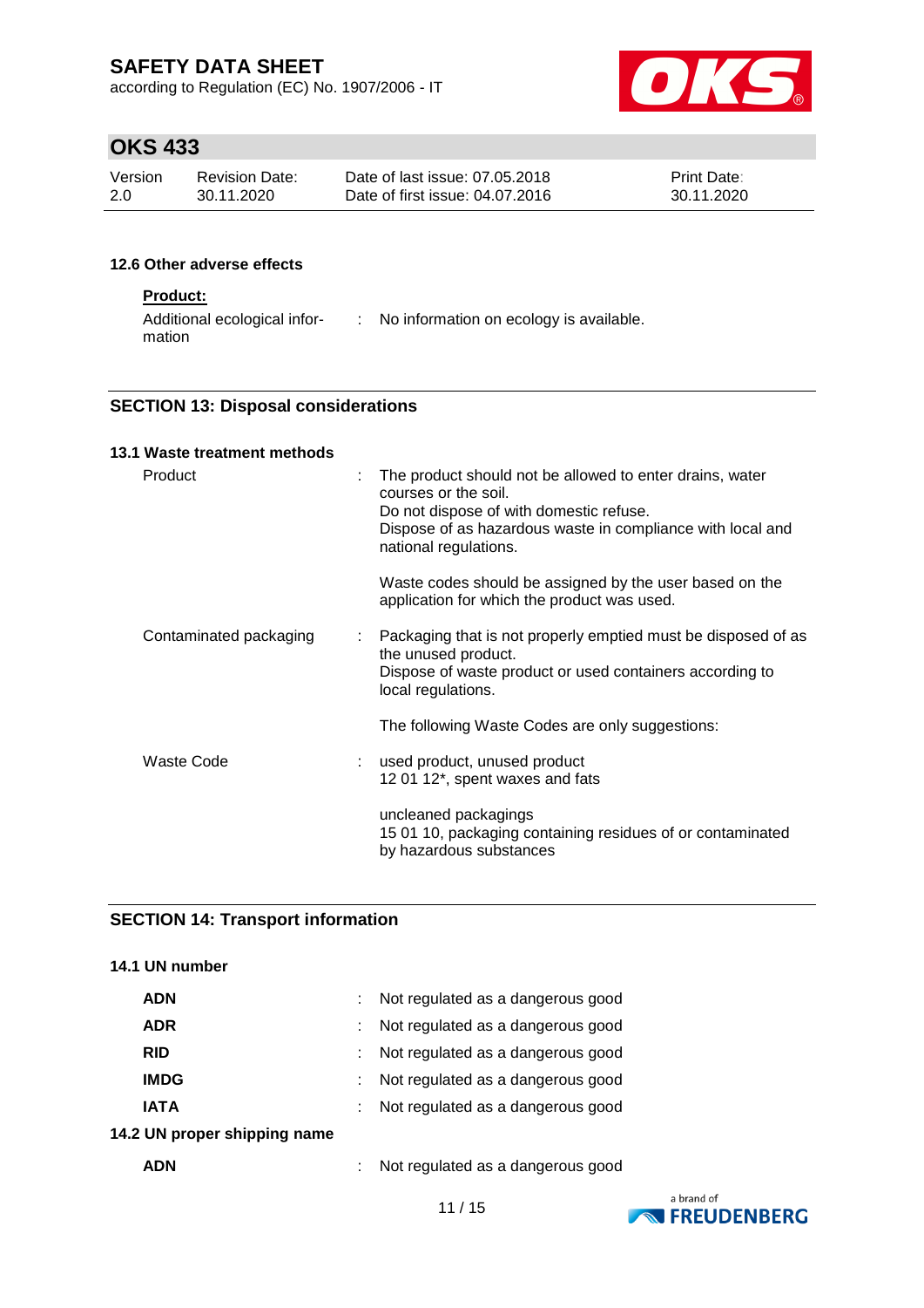### 12.6 Other adverse effects

**Product:**

Additional ecological information : No information on ecology is available.

## SECTION 13: Disposal considerations

### 13.1 Waste treatment methods

| | |
|---|---|
| Product | : The product should not be allowed to enter drains, water courses or the soil.<br>Do not dispose of with domestic refuse.<br>Dispose of as hazardous waste in compliance with local and national regulations.<br><br>Waste codes should be assigned by the user based on the application for which the product was used. |
| Contaminated packaging | : Packaging that is not properly emptied must be disposed of as the unused product.<br>Dispose of waste product or used containers according to local regulations.<br><br>The following Waste Codes are only suggestions: |
| Waste Code | : used product, unused product<br>12 01 12*, spent waxes and fats<br><br>uncleaned packagings<br>15 01 10, packaging containing residues of or contaminated by hazardous substances |

## SECTION 14: Transport information

### 14.1 UN number

| | |
|---|---|
| **ADN** | : Not regulated as a dangerous good |
| **ADR** | : Not regulated as a dangerous good |
| **RID** | : Not regulated as a dangerous good |
| **IMDG** | : Not regulated as a dangerous good |
| **IATA** | : Not regulated as a dangerous good |

### 14.2 UN proper shipping name

| | |
|---|---|
| **ADN** | : Not regulated as a dangerous good |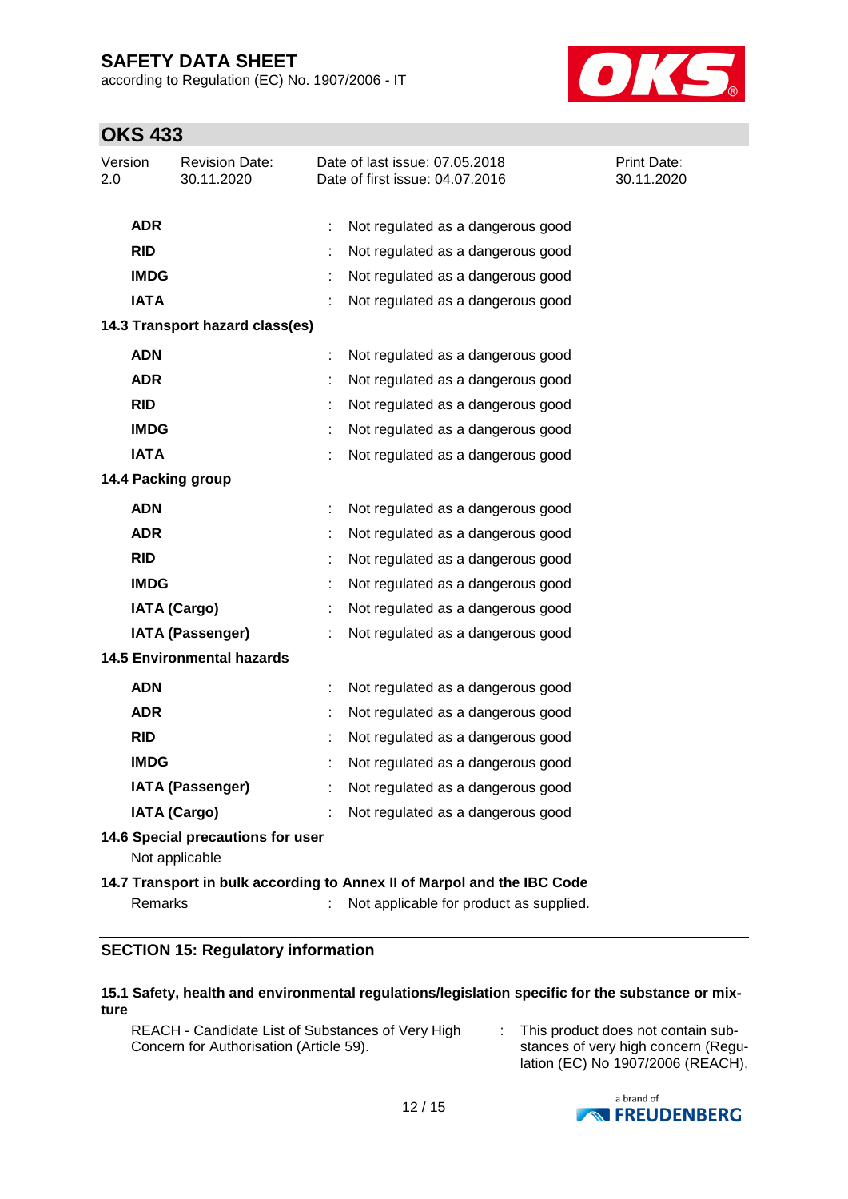| | | |
|---|---|---|
| **ADR** | : | Not regulated as a dangerous good |
| **RID** | : | Not regulated as a dangerous good |
| **IMDG** | : | Not regulated as a dangerous good |
| **IATA** | : | Not regulated as a dangerous good |

**14.3 Transport hazard class(es)**

| | | |
|---|---|---|
| **ADN** | : | Not regulated as a dangerous good |
| **ADR** | : | Not regulated as a dangerous good |
| **RID** | : | Not regulated as a dangerous good |
| **IMDG** | : | Not regulated as a dangerous good |
| **IATA** | : | Not regulated as a dangerous good |

**14.4 Packing group**

| | | |
|---|---|---|
| **ADN** | : | Not regulated as a dangerous good |
| **ADR** | : | Not regulated as a dangerous good |
| **RID** | : | Not regulated as a dangerous good |
| **IMDG** | : | Not regulated as a dangerous good |
| **IATA (Cargo)** | : | Not regulated as a dangerous good |
| **IATA (Passenger)** | : | Not regulated as a dangerous good |

**14.5 Environmental hazards**

| | | |
|---|---|---|
| **ADN** | : | Not regulated as a dangerous good |
| **ADR** | : | Not regulated as a dangerous good |
| **RID** | : | Not regulated as a dangerous good |
| **IMDG** | : | Not regulated as a dangerous good |
| **IATA (Passenger)** | : | Not regulated as a dangerous good |
| **IATA (Cargo)** | : | Not regulated as a dangerous good |

**14.6 Special precautions for user**

Not applicable

**14.7 Transport in bulk according to Annex II of Marpol and the IBC Code**

Remarks : Not applicable for product as supplied.

## SECTION 15: Regulatory information

**15.1 Safety, health and environmental regulations/legislation specific for the substance or mixture**

REACH - Candidate List of Substances of Very High Concern for Authorisation (Article 59). : This product does not contain substances of very high concern (Regulation (EC) No 1907/2006 (REACH),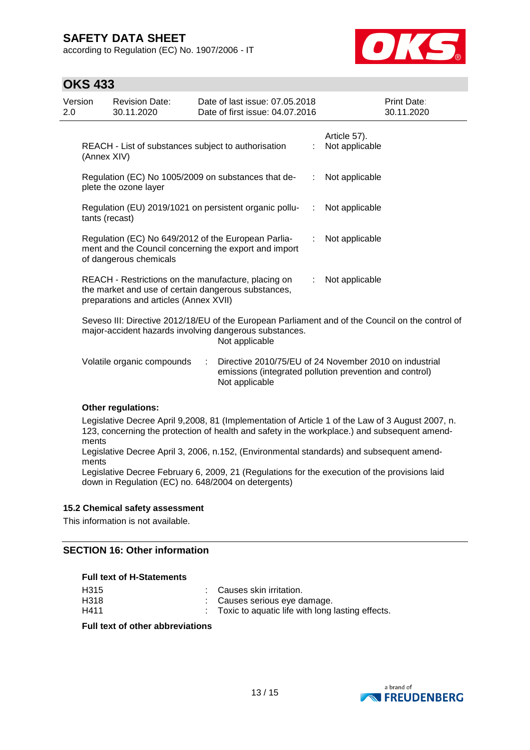| | | |
|---|---|---|
| | | Article 57). |
| REACH - List of substances subject to authorisation (Annex XIV) | : | Not applicable |
| Regulation (EC) No 1005/2009 on substances that deplete the ozone layer | : | Not applicable |
| Regulation (EU) 2019/1021 on persistent organic pollutants (recast) | : | Not applicable |
| Regulation (EC) No 649/2012 of the European Parliament and the Council concerning the export and import of dangerous chemicals | : | Not applicable |
| REACH - Restrictions on the manufacture, placing on the market and use of certain dangerous substances, preparations and articles (Annex XVII) | : | Not applicable |

Seveso III: Directive 2012/18/EU of the European Parliament and of the Council on the control of major-accident hazards involving dangerous substances.
Not applicable

| | | |
|---|---|---|
| Volatile organic compounds | : | Directive 2010/75/EU of 24 November 2010 on industrial emissions (integrated pollution prevention and control) Not applicable |

**Other regulations:**

Legislative Decree April 9,2008, 81 (Implementation of Article 1 of the Law of 3 August 2007, n. 123, concerning the protection of health and safety in the workplace.) and subsequent amendments
Legislative Decree April 3, 2006, n.152, (Environmental standards) and subsequent amendments
Legislative Decree February 6, 2009, 21 (Regulations for the execution of the provisions laid down in Regulation (EC) no. 648/2004 on detergents)

### 15.2 Chemical safety assessment

This information is not available.

## SECTION 16: Other information

**Full text of H-Statements**

| | | |
|---|---|---|
| H315 | : | Causes skin irritation. |
| H318 | : | Causes serious eye damage. |
| H411 | : | Toxic to aquatic life with long lasting effects. |

**Full text of other abbreviations**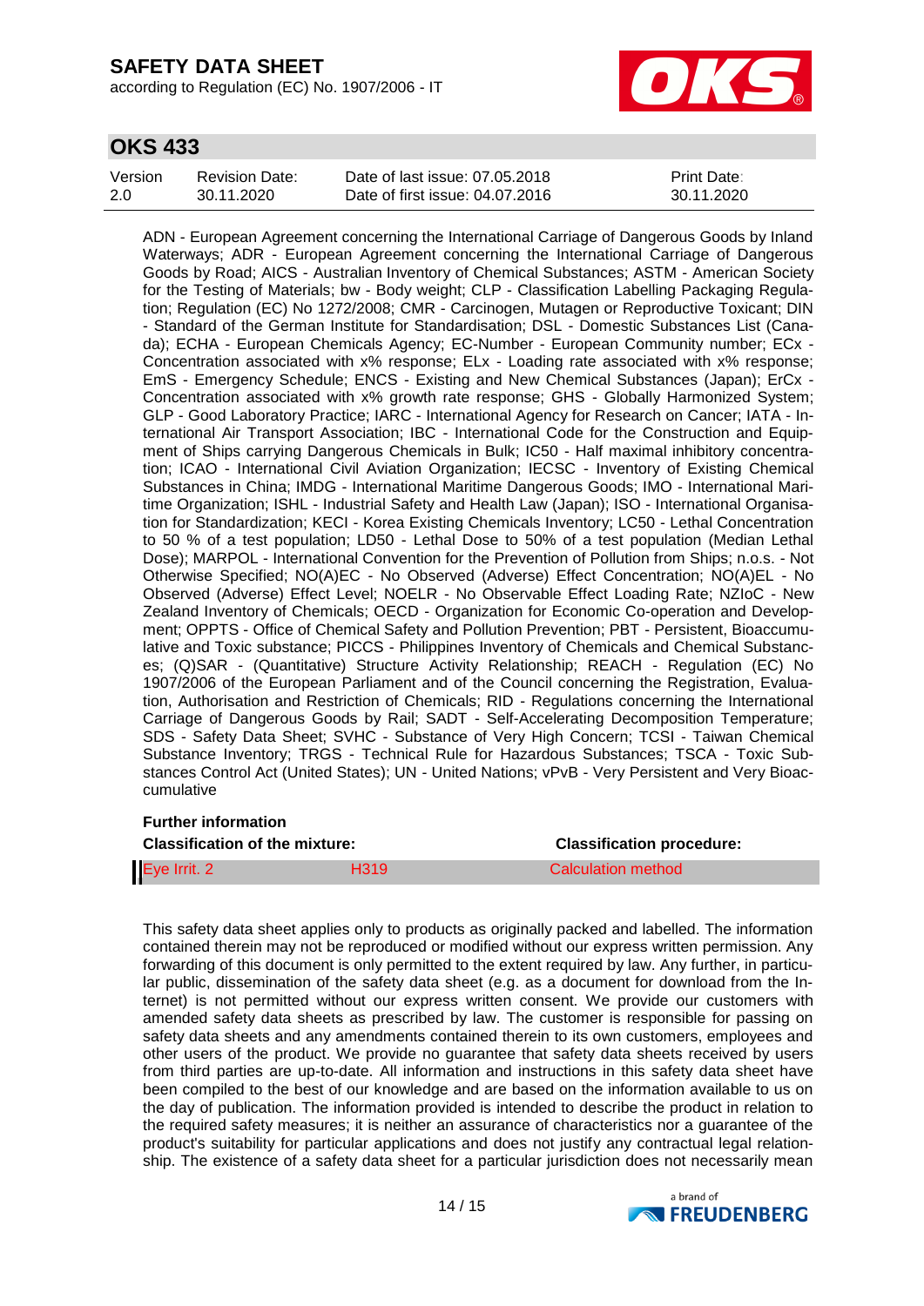ADN - European Agreement concerning the International Carriage of Dangerous Goods by Inland Waterways; ADR - European Agreement concerning the International Carriage of Dangerous Goods by Road; AICS - Australian Inventory of Chemical Substances; ASTM - American Society for the Testing of Materials; bw - Body weight; CLP - Classification Labelling Packaging Regulation; Regulation (EC) No 1272/2008; CMR - Carcinogen, Mutagen or Reproductive Toxicant; DIN - Standard of the German Institute for Standardisation; DSL - Domestic Substances List (Canada); ECHA - European Chemicals Agency; EC-Number - European Community number; ECx - Concentration associated with x% response; ELx - Loading rate associated with x% response; EmS - Emergency Schedule; ENCS - Existing and New Chemical Substances (Japan); ErCx - Concentration associated with x% growth rate response; GHS - Globally Harmonized System; GLP - Good Laboratory Practice; IARC - International Agency for Research on Cancer; IATA - International Air Transport Association; IBC - International Code for the Construction and Equipment of Ships carrying Dangerous Chemicals in Bulk; IC50 - Half maximal inhibitory concentration; ICAO - International Civil Aviation Organization; IECSC - Inventory of Existing Chemical Substances in China; IMDG - International Maritime Dangerous Goods; IMO - International Maritime Organization; ISHL - Industrial Safety and Health Law (Japan); ISO - International Organisation for Standardization; KECI - Korea Existing Chemicals Inventory; LC50 - Lethal Concentration to 50 % of a test population; LD50 - Lethal Dose to 50% of a test population (Median Lethal Dose); MARPOL - International Convention for the Prevention of Pollution from Ships; n.o.s. - Not Otherwise Specified; NO(A)EC - No Observed (Adverse) Effect Concentration; NO(A)EL - No Observed (Adverse) Effect Level; NOELR - No Observable Effect Loading Rate; NZIoC - New Zealand Inventory of Chemicals; OECD - Organization for Economic Co-operation and Development; OPPTS - Office of Chemical Safety and Pollution Prevention; PBT - Persistent, Bioaccumulative and Toxic substance; PICCS - Philippines Inventory of Chemicals and Chemical Substances; (Q)SAR - (Quantitative) Structure Activity Relationship; REACH - Regulation (EC) No 1907/2006 of the European Parliament and of the Council concerning the Registration, Evaluation, Authorisation and Restriction of Chemicals; RID - Regulations concerning the International Carriage of Dangerous Goods by Rail; SADT - Self-Accelerating Decomposition Temperature; SDS - Safety Data Sheet; SVHC - Substance of Very High Concern; TCSI - Taiwan Chemical Substance Inventory; TRGS - Technical Rule for Hazardous Substances; TSCA - Toxic Substances Control Act (United States); UN - United Nations; vPvB - Very Persistent and Very Bioaccumulative

**Further information**

| Classification of the mixture: | | Classification procedure: |
|---|---|---|
| Eye Irrit. 2 | H319 | Calculation method |

This safety data sheet applies only to products as originally packed and labelled. The information contained therein may not be reproduced or modified without our express written permission. Any forwarding of this document is only permitted to the extent required by law. Any further, in particular public, dissemination of the safety data sheet (e.g. as a document for download from the Internet) is not permitted without our express written consent. We provide our customers with amended safety data sheets as prescribed by law. The customer is responsible for passing on safety data sheets and any amendments contained therein to its own customers, employees and other users of the product. We provide no guarantee that safety data sheets received by users from third parties are up-to-date. All information and instructions in this safety data sheet have been compiled to the best of our knowledge and are based on the information available to us on the day of publication. The information provided is intended to describe the product in relation to the required safety measures; it is neither an assurance of characteristics nor a guarantee of the product's suitability for particular applications and does not justify any contractual legal relationship. The existence of a safety data sheet for a particular jurisdiction does not necessarily mean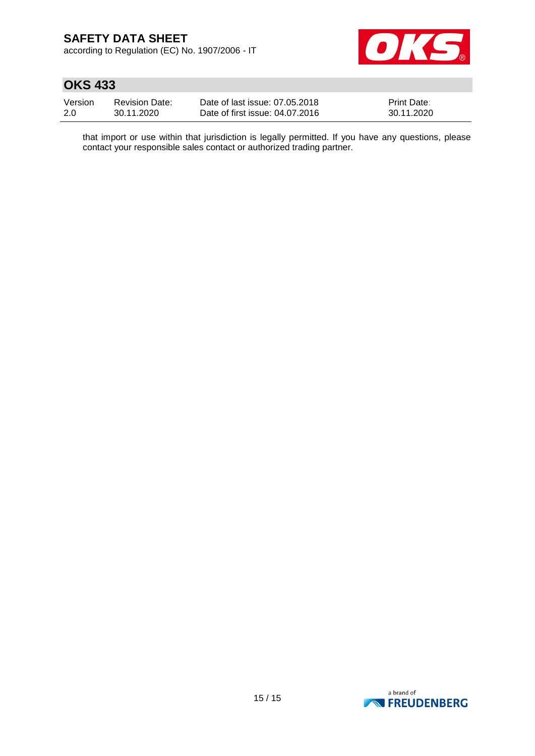that import or use within that jurisdiction is legally permitted. If you have any questions, please contact your responsible sales contact or authorized trading partner.